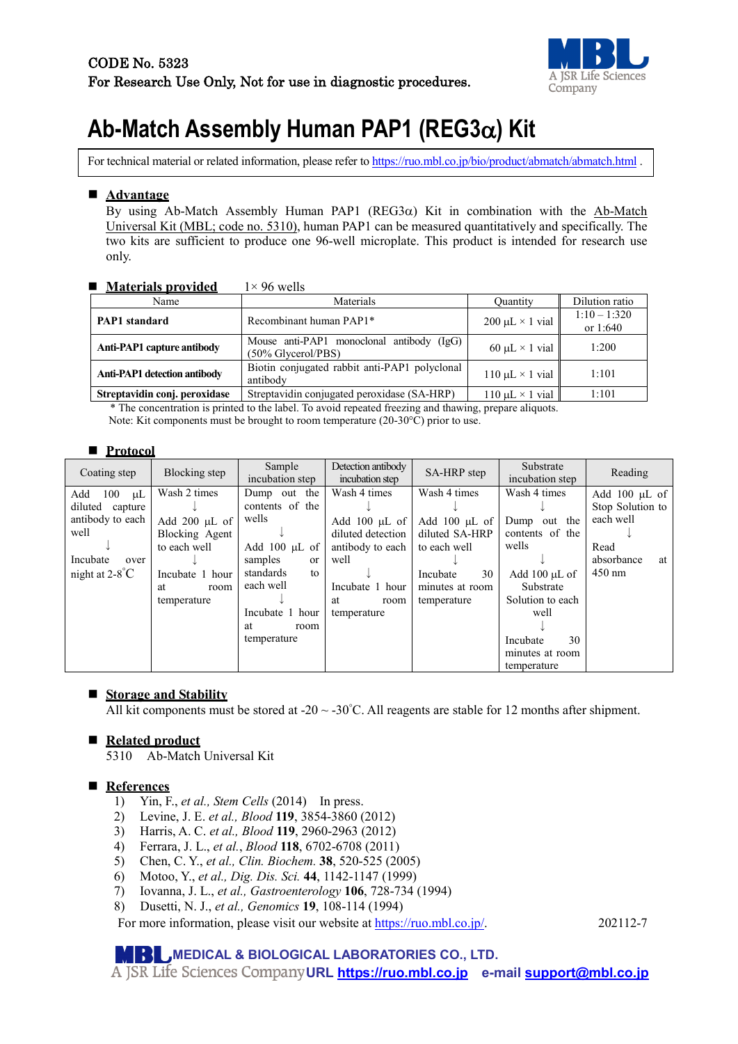CODE No. 5323
For Research Use Only, Not for use in diagnostic procedures.

# Ab-Match Assembly Human PAP1 (REG3α) Kit

For technical material or related information, please refer to https://ruo.mbl.co.jp/bio/product/abmatch/abmatch.html .

## Advantage

By using Ab-Match Assembly Human PAP1 (REG3α) Kit in combination with the Ab-Match Universal Kit (MBL; code no. 5310), human PAP1 can be measured quantitatively and specifically. The two kits are sufficient to produce one 96-well microplate. This product is intended for research use only.

## Materials provided

1× 96 wells

| Name | Materials | Quantity | Dilution ratio |
|---|---|---|---|
| **PAP1 standard** | Recombinant human PAP1* | 200 μL × 1 vial | 1:10 – 1:320 or 1:640 |
| **Anti-PAP1 capture antibody** | Mouse anti-PAP1 monoclonal antibody (IgG) (50% Glycerol/PBS) | 60 μL × 1 vial | 1:200 |
| **Anti-PAP1 detection antibody** | Biotin conjugated rabbit anti-PAP1 polyclonal antibody | 110 μL × 1 vial | 1:101 |
| **Streptavidin conj. peroxidase** | Streptavidin conjugated peroxidase (SA-HRP) | 110 μL × 1 vial | 1:101 |

\* The concentration is printed to the label. To avoid repeated freezing and thawing, prepare aliquots.
Note: Kit components must be brought to room temperature (20-30°C) prior to use.

## Protocol

| Coating step | Blocking step | Sample incubation step | Detection antibody incubation step | SA-HRP step | Substrate incubation step | Reading |
|---|---|---|---|---|---|---|
| Add 100 μL diluted capture antibody to each well ↓ Incubate over night at 2-8°C | Wash 2 times ↓ Add 200 μL of Blocking Agent to each well ↓ Incubate 1 hour at room temperature | Dump out the contents of the wells ↓ Add 100 μL of samples or standards to each well ↓ Incubate 1 hour at room temperature | Wash 4 times ↓ Add 100 μL of diluted detection antibody to each well ↓ Incubate 1 hour at room temperature | Wash 4 times ↓ Add 100 μL of diluted SA-HRP to each well ↓ Incubate 30 minutes at room temperature | Wash 4 times ↓ Dump out the contents of the wells ↓ Add 100 μL of Substrate Solution to each well ↓ Incubate 30 minutes at room temperature | Add 100 μL of Stop Solution to each well ↓ Read absorbance at 450 nm |

## Storage and Stability

All kit components must be stored at -20 ~ -30°C. All reagents are stable for 12 months after shipment.

## Related product

5310 Ab-Match Universal Kit

## References

1) Yin, F., *et al., Stem Cells* (2014) In press.
2) Levine, J. E. *et al., Blood* **119**, 3854-3860 (2012)
3) Harris, A. C. *et al., Blood* **119**, 2960-2963 (2012)
4) Ferrara, J. L., *et al.*, *Blood* **118**, 6702-6708 (2011)
5) Chen, C. Y., *et al., Clin. Biochem.* **38**, 520-525 (2005)
6) Motoo, Y., *et al., Dig. Dis. Sci.* **44**, 1142-1147 (1999)
7) Iovanna, J. L., *et al., Gastroenterology* **106**, 728-734 (1994)
8) Dusetti, N. J., *et al., Genomics* **19**, 108-114 (1994)

For more information, please visit our website at https://ruo.mbl.co.jp/.

202112-7

MEDICAL & BIOLOGICAL LABORATORIES CO., LTD.
A JSR Life Sciences Company URL https://ruo.mbl.co.jp e-mail support@mbl.co.jp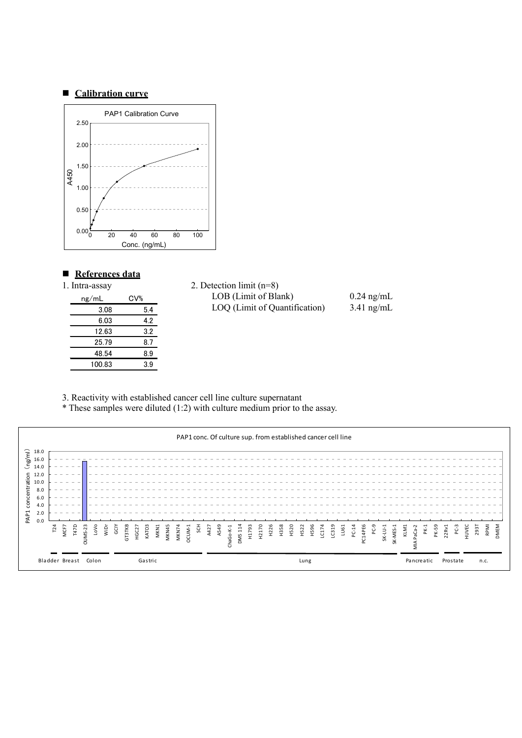## Calibration curve

## References data

1. Intra-assay

| ng/mL | CV% |
|---|---|
| 3.08 | 5.4 |
| 6.03 | 4.2 |
| 12.63 | 3.2 |
| 25.79 | 8.7 |
| 48.54 | 8.9 |
| 100.83 | 3.9 |

2. Detection limit (n=8)

| | |
|---|---|
| LOB (Limit of Blank) | 0.24 ng/mL |
| LOQ (Limit of Quantification) | 3.41 ng/mL |

3. Reactivity with established cancer cell line culture supernatant

\* These samples were diluted (1:2) with culture medium prior to the assay.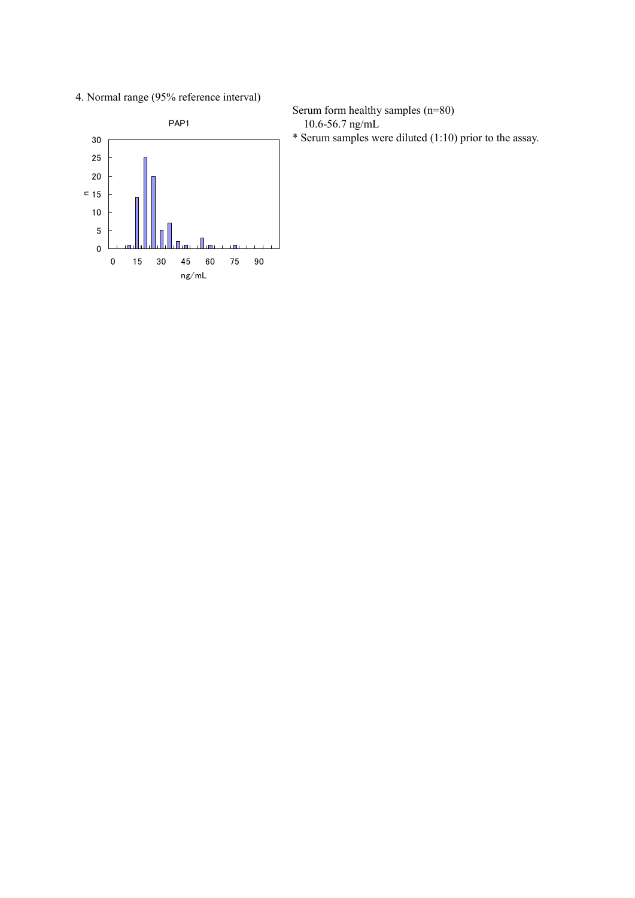4. Normal range (95% reference interval)

Serum form healthy samples (n=80)

10.6-56.7 ng/mL

* Serum samples were diluted (1:10) prior to the assay.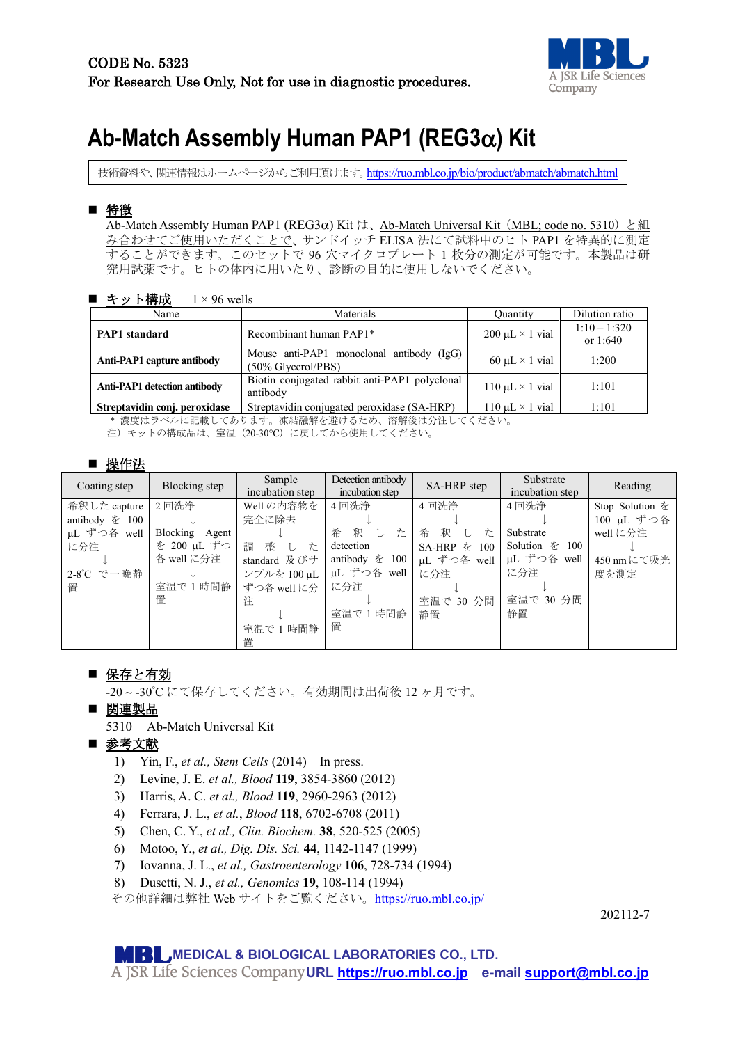CODE No. 5323
For Research Use Only, Not for use in diagnostic procedures.

# Ab-Match Assembly Human PAP1 (REG3α) Kit

技術資料や、関連情報はホームページからご利用頂けます。https://ruo.mbl.co.jp/bio/product/abmatch/abmatch.html

## ■ 特徴

Ab-Match Assembly Human PAP1 (REG3α) Kit は、Ab-Match Universal Kit（MBL; code no. 5310）と組み合わせてご使用いただくことで、サンドイッチ ELISA 法にて試料中のヒト PAP1 を特異的に測定することができます。このセットで 96 穴マイクロプレート 1 枚分の測定が可能です。本製品は研究用試薬です。ヒトの体内に用いたり、診断の目的に使用しないでください。

## ■ キット構成　1 × 96 wells

| Name | Materials | Quantity | Dilution ratio |
|---|---|---|---|
| **PAP1 standard** | Recombinant human PAP1* | 200 μL × 1 vial | 1:10 – 1:320 or 1:640 |
| **Anti-PAP1 capture antibody** | Mouse anti-PAP1 monoclonal antibody (IgG) (50% Glycerol/PBS) | 60 μL × 1 vial | 1:200 |
| **Anti-PAP1 detection antibody** | Biotin conjugated rabbit anti-PAP1 polyclonal antibody | 110 μL × 1 vial | 1:101 |
| **Streptavidin conj. peroxidase** | Streptavidin conjugated peroxidase (SA-HRP) | 110 μL × 1 vial | 1:101 |

＊ 濃度はラベルに記載してあります。凍結融解を避けるため、溶解後は分注してください。
注）キットの構成品は、室温（20-30°C）に戻してから使用してください。

## ■ 操作法

| Coating step | Blocking step | Sample incubation step | Detection antibody incubation step | SA-HRP step | Substrate incubation step | Reading |
|---|---|---|---|---|---|---|
| 希釈した capture antibody を 100 μL ずつ各 well に分注 ↓ 2-8°C で一晩静置 | 2 回洗浄 ↓ Blocking Agent を 200 μL ずつ各 well に分注 ↓ 室温で 1 時間静置 | Well の内容物を完全に除去 ↓ 調整した standard 及びサンプルを 100 μL ずつ各 well に分注 ↓ 室温で 1 時間静置 | 4 回洗浄 ↓ 希釈した detection antibody を 100 μL ずつ各 well に分注 ↓ 室温で 1 時間静置 | 4 回洗浄 ↓ 希釈した SA-HRP を 100 μL ずつ各 well に分注 ↓ 室温で 30 分間静置 | 4 回洗浄 ↓ Substrate Solution を 100 μL ずつ各 well に分注 ↓ 室温で 30 分間静置 | Stop Solution を 100 μL ずつ各 well に分注 ↓ 450 nm にて吸光度を測定 |

## ■ 保存と有効

-20 ~ -30°C にて保存してください。有効期間は出荷後 12 ヶ月です。

## ■ 関連製品

5310　Ab-Match Universal Kit

## ■ 参考文献

1) Yin, F., *et al., Stem Cells* (2014)　In press.
2) Levine, J. E. *et al., Blood* **119**, 3854-3860 (2012)
3) Harris, A. C. *et al., Blood* **119**, 2960-2963 (2012)
4) Ferrara, J. L., *et al., Blood* **118**, 6702-6708 (2011)
5) Chen, C. Y., *et al., Clin. Biochem.* **38**, 520-525 (2005)
6) Motoo, Y., *et al., Dig. Dis. Sci.* **44**, 1142-1147 (1999)
7) Iovanna, J. L., *et al., Gastroenterology* **106**, 728-734 (1994)
8) Dusetti, N. J., *et al., Genomics* **19**, 108-114 (1994)

その他詳細は弊社 Web サイトをご覧ください。https://ruo.mbl.co.jp/

202112-7

MEDICAL & BIOLOGICAL LABORATORIES CO., LTD.
A JSR Life Sciences Company URL https://ruo.mbl.co.jp　e-mail support@mbl.co.jp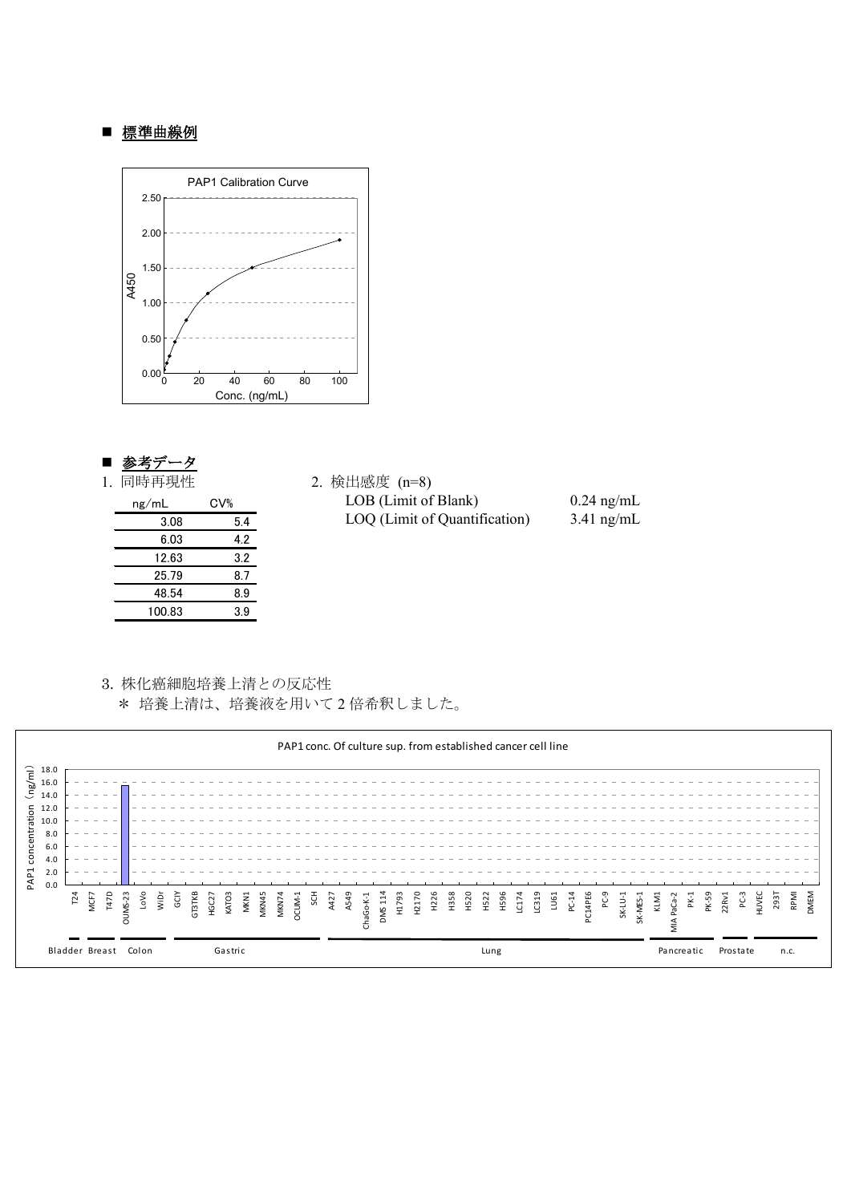## ■ 標準曲線例

## ■ 参考データ

1. 同時再現性

| ng/mL | CV% |
|---|---|
| 3.08 | 5.4 |
| 6.03 | 4.2 |
| 12.63 | 3.2 |
| 25.79 | 8.7 |
| 48.54 | 8.9 |
| 100.83 | 3.9 |

2. 検出感度 (n=8)

| | |
|---|---|
| LOB (Limit of Blank) | 0.24 ng/mL |
| LOQ (Limit of Quantification) | 3.41 ng/mL |

3. 株化癌細胞培養上清との反応性

＊ 培養上清は、培養液を用いて 2 倍希釈しました。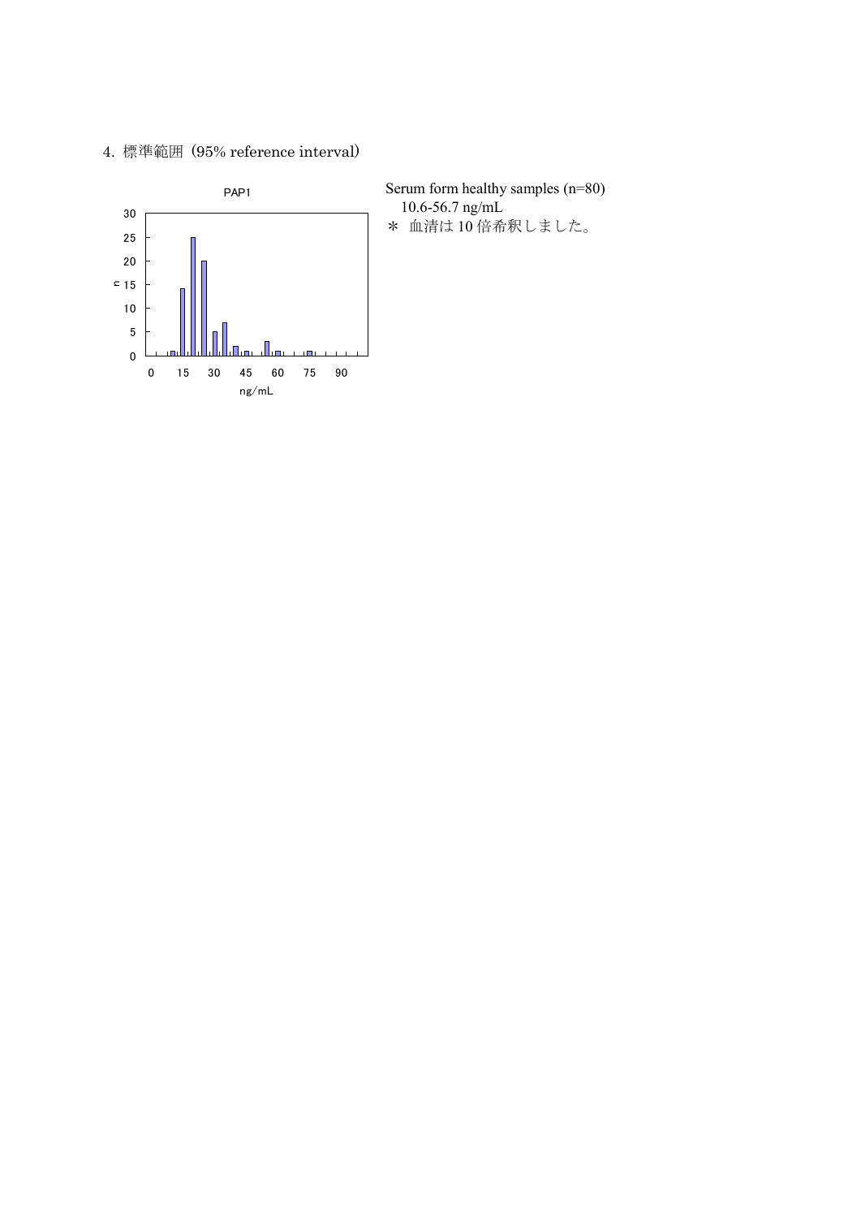4. 標準範囲（95% reference interval）

PAP1

30

25

20

n 15

10

5

0

0 15 30 45 60 75 90

ng/mL

Serum form healthy samples (n=80)
10.6-56.7 ng/mL

＊ 血清は 10 倍希釈しました。